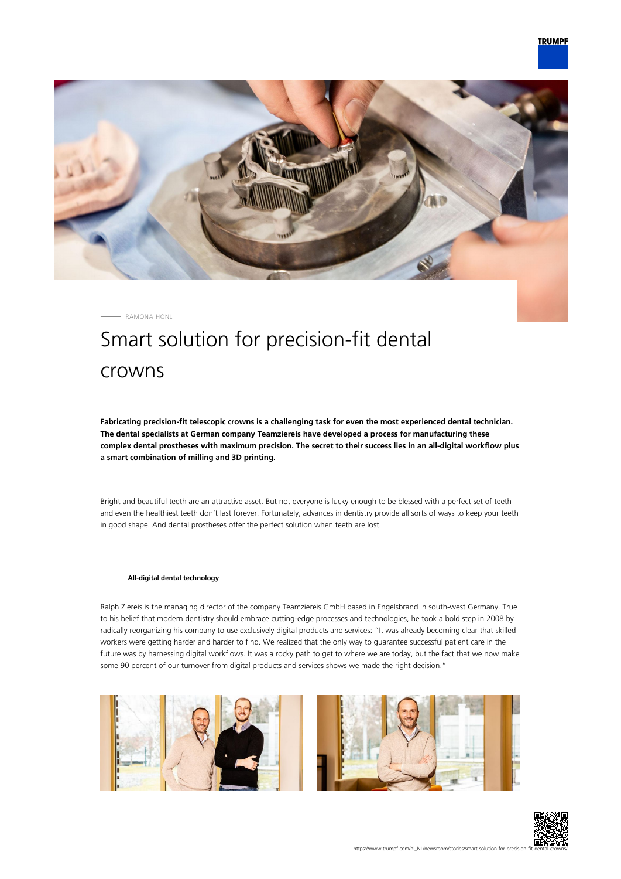RAMONA HÖNL

# Smart solution for precision-fit dental crowns

**Fabricating precision-fit telescopic crowns is a challenging task for even the most experienced dental technician. The dental specialists at German company Teamziereis have developed a process for manufacturing these complex dental prostheses with maximum precision. The secret to their success lies in an all-digital workflow plus a smart combination of milling and 3D printing.**

Bright and beautiful teeth are an attractive asset. But not everyone is lucky enough to be blessed with a perfect set of teeth – and even the healthiest teeth don't last forever. Fortunately, advances in dentistry provide all sorts of ways to keep your teeth in good shape. And dental prostheses offer the perfect solution when teeth are lost.

## All-digital dental technology

Ralph Ziereis is the managing director of the company Teamziereis GmbH based in Engelsbrand in south-west Germany. True to his belief that modern dentistry should embrace cutting-edge processes and technologies, he took a bold step in 2008 by radically reorganizing his company to use exclusively digital products and services: "It was already becoming clear that skilled workers were getting harder and harder to find. We realized that the only way to guarantee successful patient care in the future was by harnessing digital workflows. It was a rocky path to get to where we are today, but the fact that we now make some 90 percent of our turnover from digital products and services shows we made the right decision."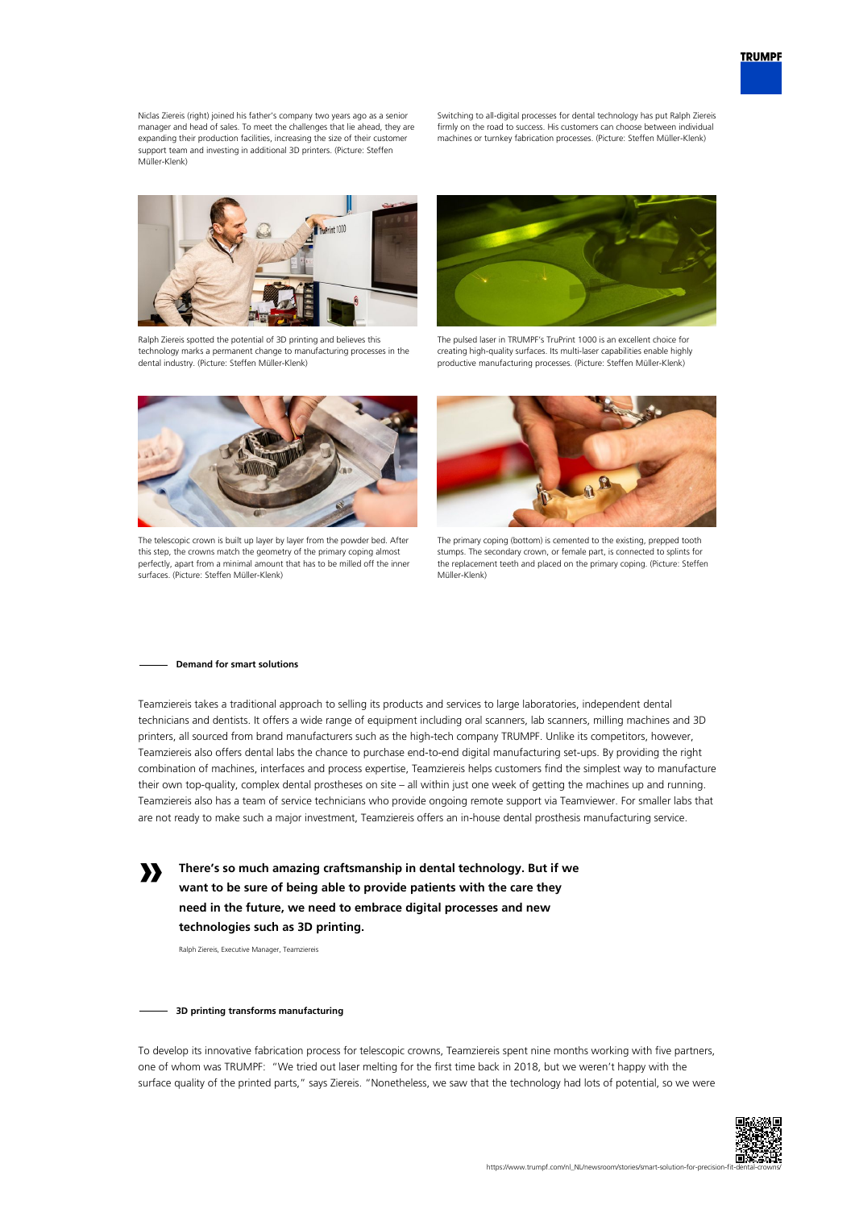Niclas Ziereis (right) joined his father's company two years ago as a senior manager and head of sales. To meet the challenges that lie ahead, they are expanding their production facilities, increasing the size of their customer support team and investing in additional 3D printers. (Picture: Steffen Müller-Klenk)

Switching to all-digital processes for dental technology has put Ralph Ziereis firmly on the road to success. His customers can choose between individual machines or turnkey fabrication processes. (Picture: Steffen Müller-Klenk)

Ralph Ziereis spotted the potential of 3D printing and believes this technology marks a permanent change to manufacturing processes in the dental industry. (Picture: Steffen Müller-Klenk)

The pulsed laser in TRUMPF's TruPrint 1000 is an excellent choice for creating high-quality surfaces. Its multi-laser capabilities enable highly productive manufacturing processes. (Picture: Steffen Müller-Klenk)

The telescopic crown is built up layer by layer from the powder bed. After this step, the crowns match the geometry of the primary coping almost perfectly, apart from a minimal amount that has to be milled off the inner surfaces. (Picture: Steffen Müller-Klenk)

The primary coping (bottom) is cemented to the existing, prepped tooth stumps. The secondary crown, or female part, is connected to splints for the replacement teeth and placed on the primary coping. (Picture: Steffen Müller-Klenk)

## Demand for smart solutions

Teamziereis takes a traditional approach to selling its products and services to large laboratories, independent dental technicians and dentists. It offers a wide range of equipment including oral scanners, lab scanners, milling machines and 3D printers, all sourced from brand manufacturers such as the high-tech company TRUMPF. Unlike its competitors, however, Teamziereis also offers dental labs the chance to purchase end-to-end digital manufacturing set-ups. By providing the right combination of machines, interfaces and process expertise, Teamziereis helps customers find the simplest way to manufacture their own top-quality, complex dental prostheses on site – all within just one week of getting the machines up and running. Teamziereis also has a team of service technicians who provide ongoing remote support via Teamviewer. For smaller labs that are not ready to make such a major investment, Teamziereis offers an in-house dental prosthesis manufacturing service.

> **There's so much amazing craftsmanship in dental technology. But if we want to be sure of being able to provide patients with the care they need in the future, we need to embrace digital processes and new technologies such as 3D printing.**
>
> Ralph Ziereis, Executive Manager, Teamziereis

## 3D printing transforms manufacturing

To develop its innovative fabrication process for telescopic crowns, Teamziereis spent nine months working with five partners, one of whom was TRUMPF: "We tried out laser melting for the first time back in 2018, but we weren't happy with the surface quality of the printed parts," says Ziereis. "Nonetheless, we saw that the technology had lots of potential, so we were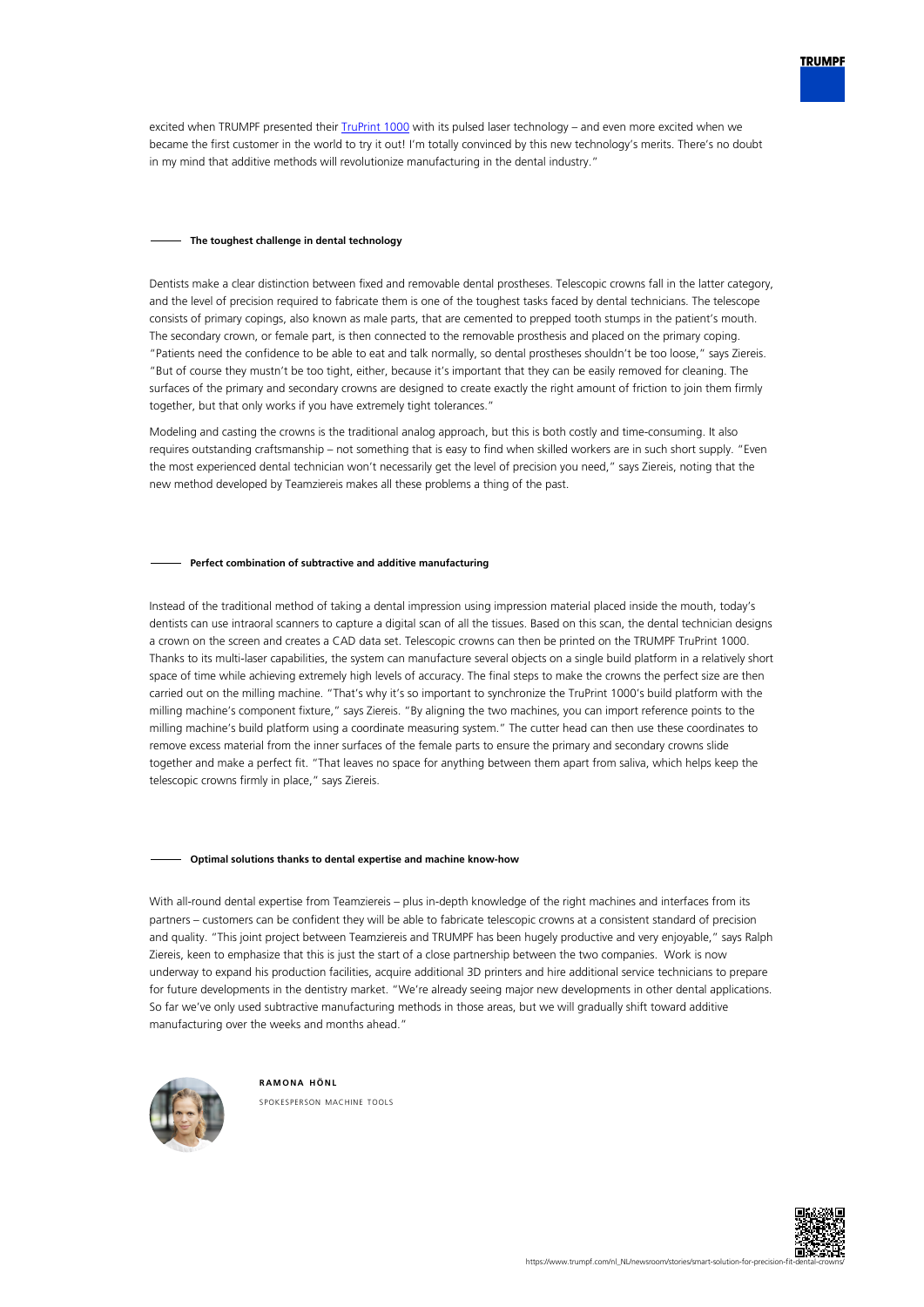excited when TRUMPF presented their [TruPrint 1000] with its pulsed laser technology – and even more excited when we became the first customer in the world to try it out! I'm totally convinced by this new technology's merits. There's no doubt in my mind that additive methods will revolutionize manufacturing in the dental industry."

## The toughest challenge in dental technology

Dentists make a clear distinction between fixed and removable dental prostheses. Telescopic crowns fall in the latter category, and the level of precision required to fabricate them is one of the toughest tasks faced by dental technicians. The telescope consists of primary copings, also known as male parts, that are cemented to prepped tooth stumps in the patient's mouth. The secondary crown, or female part, is then connected to the removable prosthesis and placed on the primary coping. "Patients need the confidence to be able to eat and talk normally, so dental prostheses shouldn't be too loose," says Ziereis. "But of course they mustn't be too tight, either, because it's important that they can be easily removed for cleaning. The surfaces of the primary and secondary crowns are designed to create exactly the right amount of friction to join them firmly together, but that only works if you have extremely tight tolerances."

Modeling and casting the crowns is the traditional analog approach, but this is both costly and time-consuming. It also requires outstanding craftsmanship – not something that is easy to find when skilled workers are in such short supply. "Even the most experienced dental technician won't necessarily get the level of precision you need," says Ziereis, noting that the new method developed by Teamziereis makes all these problems a thing of the past.

## Perfect combination of subtractive and additive manufacturing

Instead of the traditional method of taking a dental impression using impression material placed inside the mouth, today's dentists can use intraoral scanners to capture a digital scan of all the tissues. Based on this scan, the dental technician designs a crown on the screen and creates a CAD data set. Telescopic crowns can then be printed on the TRUMPF TruPrint 1000. Thanks to its multi-laser capabilities, the system can manufacture several objects on a single build platform in a relatively short space of time while achieving extremely high levels of accuracy. The final steps to make the crowns the perfect size are then carried out on the milling machine. "That's why it's so important to synchronize the TruPrint 1000's build platform with the milling machine's component fixture," says Ziereis. "By aligning the two machines, you can import reference points to the milling machine's build platform using a coordinate measuring system." The cutter head can then use these coordinates to remove excess material from the inner surfaces of the female parts to ensure the primary and secondary crowns slide together and make a perfect fit. "That leaves no space for anything between them apart from saliva, which helps keep the telescopic crowns firmly in place," says Ziereis.

## Optimal solutions thanks to dental expertise and machine know-how

With all-round dental expertise from Teamziereis – plus in-depth knowledge of the right machines and interfaces from its partners – customers can be confident they will be able to fabricate telescopic crowns at a consistent standard of precision and quality. "This joint project between Teamziereis and TRUMPF has been hugely productive and very enjoyable," says Ralph Ziereis, keen to emphasize that this is just the start of a close partnership between the two companies. Work is now underway to expand his production facilities, acquire additional 3D printers and hire additional service technicians to prepare for future developments in the dentistry market. "We're already seeing major new developments in other dental applications. So far we've only used subtractive manufacturing methods in those areas, but we will gradually shift toward additive manufacturing over the weeks and months ahead."

**RAMONA HÖNL**

SPOKESPERSON MACHINE TOOLS

https://www.trumpf.com/nl_NL/newsroom/stories/smart-solution-for-precision-fit-dental-crowns/